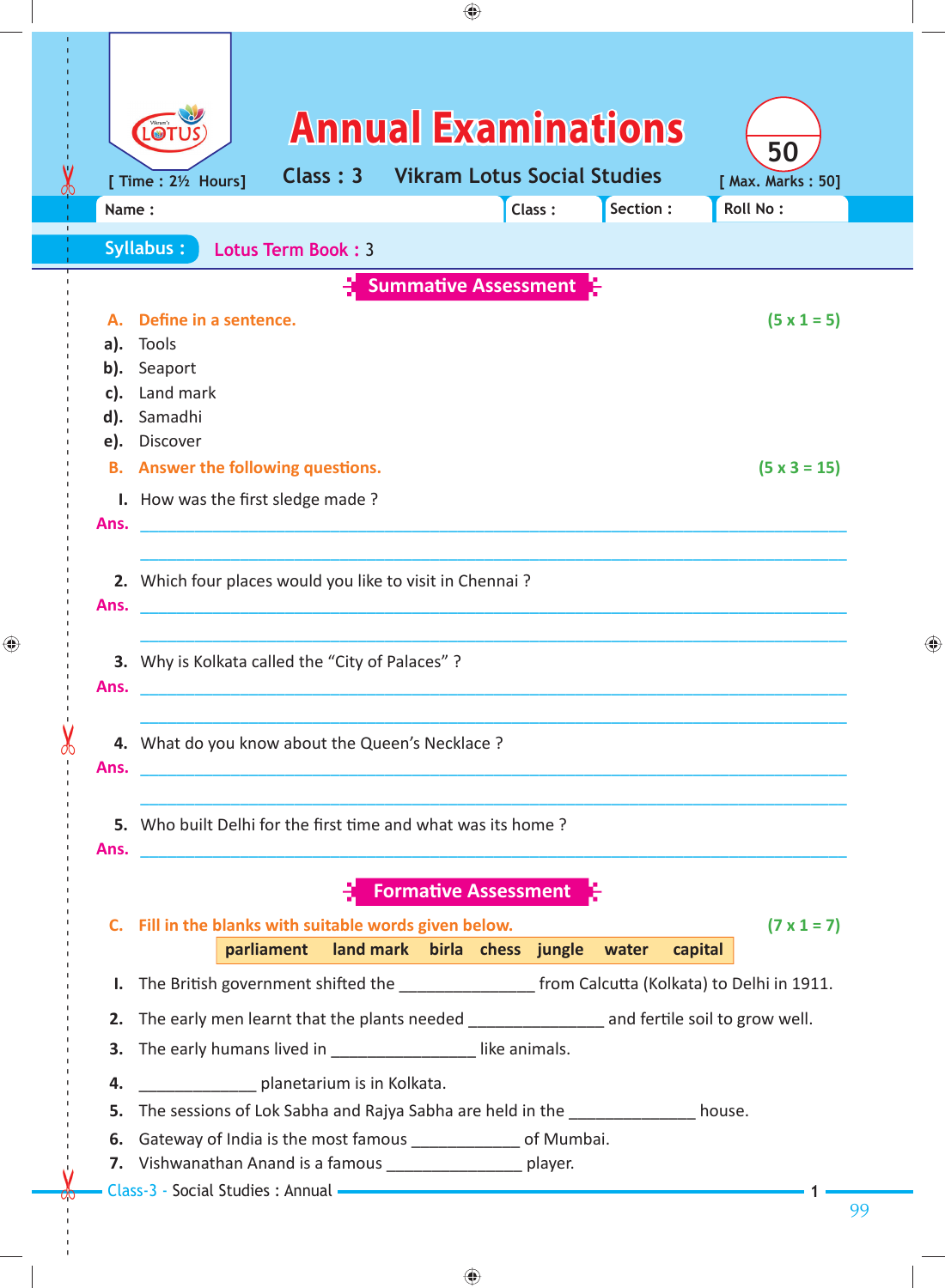# Annual Examinations

Class : 3 Vikram Lotus Social Studies

[ Time : 2½ Hours] [ Max. Marks : 50]

Name : Class : Section : Roll No :

**Syllabus :** Lotus Term Book : 3

## Summative Assessment

**A. Define in a sentence.** **(5 x 1 = 5)**

a). Tools

b). Seaport

c). Land mark

d). Samadhi

e). Discover

**B. Answer the following questions.** **(5 x 3 = 15)**

I. How was the first sledge made ?

**Ans.** ________________________________________________

________________________________________________

2. Which four places would you like to visit in Chennai ?

**Ans.** ________________________________________________

________________________________________________

3. Why is Kolkata called the "City of Palaces" ?

**Ans.** ________________________________________________

________________________________________________

4. What do you know about the Queen's Necklace ?

**Ans.** ________________________________________________

________________________________________________

5. Who built Delhi for the first time and what was its home ?

**Ans.** ________________________________________________

## Formative Assessment

**C. Fill in the blanks with suitable words given below.** **(7 x 1 = 7)**

**parliament land mark birla chess jungle water capital**

I. The British government shifted the _______________ from Calcutta (Kolkata) to Delhi in 1911.

2. The early men learnt that the plants needed _______________ and fertile soil to grow well.

3. The early humans lived in ________________ like animals.

4. _____________ planetarium is in Kolkata.

5. The sessions of Lok Sabha and Rajya Sabha are held in the ______________ house.

6. Gateway of India is the most famous ____________ of Mumbai.

7. Vishwanathan Anand is a famous _______________ player.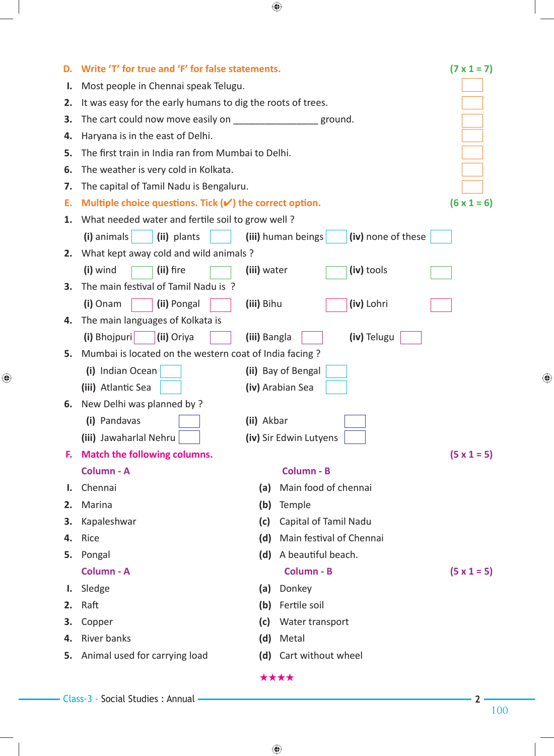**D. Write 'T' for true and 'F' for false statements.** **(7 x 1 = 7)**

I. Most people in Chennai speak Telugu.
2. It was easy for the early humans to dig the roots of trees.
3. The cart could now move easily on _______________ ground.
4. Haryana is in the east of Delhi.
5. The first train in India ran from Mumbai to Delhi.
6. The weather is very cold in Kolkata.
7. The capital of Tamil Nadu is Bengaluru.

**E. Multiple choice questions. Tick (✔) the correct option.** **(6 x 1 = 6)**

1. What needed water and fertile soil to grow well ?
   **(i)** animals **(ii)** plants **(iii)** human beings **(iv)** none of these
2. What kept away cold and wild animals ?
   **(i)** wind **(ii)** fire **(iii)** water **(iv)** tools
3. The main festival of Tamil Nadu is ?
   **(i)** Onam **(ii)** Pongal **(iii)** Bihu **(iv)** Lohri
4. The main languages of Kolkata is
   **(i)** Bhojpuri **(ii)** Oriya **(iii)** Bangla **(iv)** Telugu
5. Mumbai is located on the western coat of India facing ?
   **(i)** Indian Ocean **(ii)** Bay of Bengal
   **(iii)** Atlantic Sea **(iv)** Arabian Sea
6. New Delhi was planned by ?
   **(i)** Pandavas **(ii)** Akbar
   **(iii)** Jawaharlal Nehru **(iv)** Sir Edwin Lutyens

**F. Match the following columns.** **(5 x 1 = 5)**

| | Column - A | | Column - B |
|---|---|---|---|
| I. | Chennai | (a) | Main food of chennai |
| 2. | Marina | (b) | Temple |
| 3. | Kapaleshwar | (c) | Capital of Tamil Nadu |
| 4. | Rice | (d) | Main festival of Chennai |
| 5. | Pongal | (d) | A beautiful beach. |

**(5 x 1 = 5)**

| | Column - A | | Column - B |
|---|---|---|---|
| I. | Sledge | (a) | Donkey |
| 2. | Raft | (b) | Fertile soil |
| 3. | Copper | (c) | Water transport |
| 4. | River banks | (d) | Metal |
| 5. | Animal used for carrying load | (d) | Cart without wheel |

★★★★